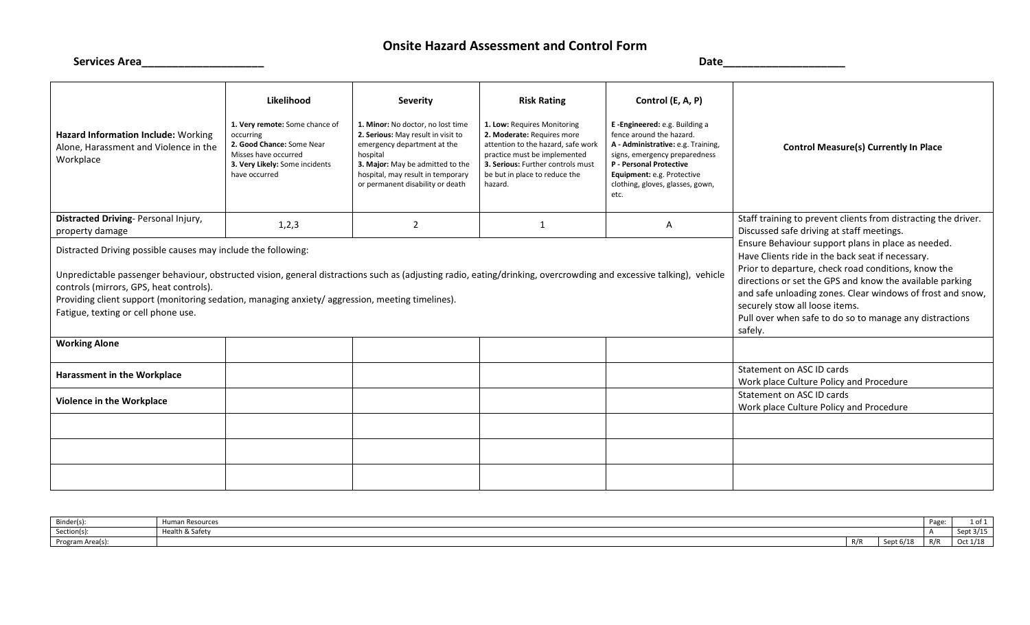# Onsite Hazard Assessment and Control Form

**Services Area___________________** **Date___________________**

| **Hazard Information Include:** Working Alone, Harassment and Violence in the Workplace | **Likelihood**<br><br>**1. Very remote:** Some chance of occurring<br>**2. Good Chance:** Some Near Misses have occurred<br>**3. Very Likely:** Some incidents have occurred | **Severity**<br><br>**1. Minor:** No doctor, no lost time<br>**2. Serious:** May result in visit to emergency department at the hospital<br>**3. Major:** May be admitted to the hospital, may result in temporary or permanent disability or death | **Risk Rating**<br><br>**1. Low:** Requires Monitoring<br>**2. Moderate:** Requires more attention to the hazard, safe work practice must be implemented<br>**3. Serious:** Further controls must be but in place to reduce the hazard. | **Control (E, A, P)**<br><br>**E -Engineered:** e.g. Building a fence around the hazard.<br>**A - Administrative:** e.g. Training, signs, emergency preparedness<br>**P - Personal Protective Equipment:** e.g. Protective clothing, gloves, glasses, gown, etc. | **Control Measure(s) Currently In Place** |
|---|---|---|---|---|---|
| **Distracted Driving**- Personal Injury, property damage | 1,2,3 | 2 | 1 | A | Staff training to prevent clients from distracting the driver. Discussed safe driving at staff meetings.<br>Ensure Behaviour support plans in place as needed.<br>Have Clients ride in the back seat if necessary.<br>Prior to departure, check road conditions, know the directions or set the GPS and know the available parking and safe unloading zones. Clear windows of frost and snow, securely stow all loose items.<br>Pull over when safe to do so to manage any distractions safely. |
| Distracted Driving possible causes may include the following:<br><br>Unpredictable passenger behaviour, obstructed vision, general distractions such as (adjusting radio, eating/drinking, overcrowding and excessive talking), vehicle controls (mirrors, GPS, heat controls).<br>Providing client support (monitoring sedation, managing anxiety/ aggression, meeting timelines).<br>Fatigue, texting or cell phone use. | | | | | |
| **Working Alone** | | | | | |
| **Harassment in the Workplace** | | | | | Statement on ASC ID cards<br>Work place Culture Policy and Procedure |
| **Violence in the Workplace** | | | | | Statement on ASC ID cards<br>Work place Culture Policy and Procedure |
| | | | | | |
| | | | | | |
| | | | | | |

| Binder(s): | Human Resources | | | Page: | 1 of 1 |
|---|---|---|---|---|---|
| Section(s): | Health & Safety | | | A | Sept 3/15 |
| Program Area(s): | | R/R | Sept 6/18 | R/R | Oct 1/18 |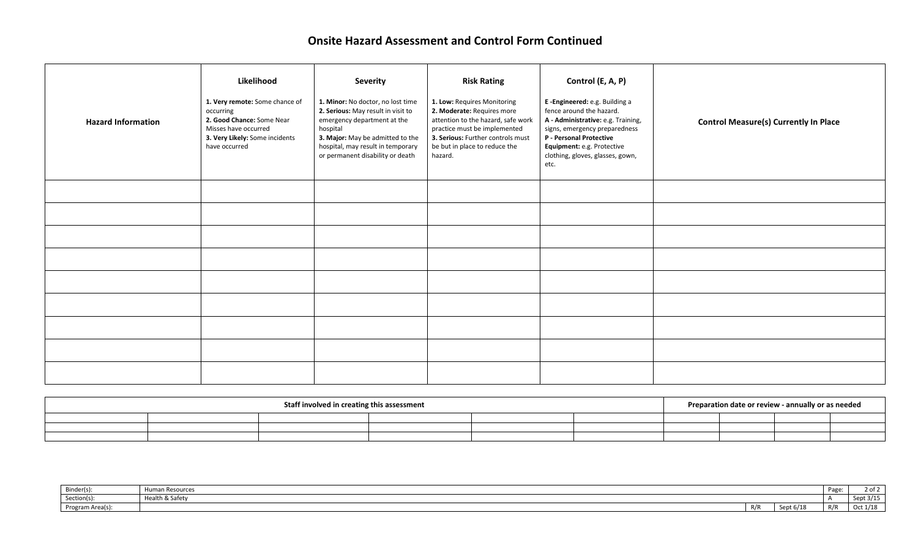# Onsite Hazard Assessment and Control Form Continued

| Hazard Information | **Likelihood**<br>**1. Very remote:** Some chance of occurring<br>**2. Good Chance:** Some Near Misses have occurred<br>**3. Very Likely:** Some incidents have occurred | **Severity**<br>**1. Minor:** No doctor, no lost time<br>**2. Serious:** May result in visit to emergency department at the hospital<br>**3. Major:** May be admitted to the hospital, may result in temporary or permanent disability or death | **Risk Rating**<br>**1. Low:** Requires Monitoring<br>**2. Moderate:** Requires more attention to the hazard, safe work practice must be implemented<br>**3. Serious:** Further controls must be but in place to reduce the hazard. | **Control (E, A, P)**<br>**E -Engineered:** e.g. Building a fence around the hazard.<br>**A - Administrative:** e.g. Training, signs, emergency preparedness<br>**P - Personal Protective Equipment:** e.g. Protective clothing, gloves, glasses, gown, etc. | Control Measure(s) Currently In Place |
|---|---|---|---|---|---|
| | | | | | |
| | | | | | |
| | | | | | |
| | | | | | |
| | | | | | |
| | | | | | |
| | | | | | |
| | | | | | |
| | | | | | |

| Staff involved in creating this assessment | | | | | | Preparation date or review - annually or as needed | | | |
|---|---|---|---|---|---|---|---|---|---|
| | | | | | | | | | |
| | | | | | | | | | |
| | | | | | | | | | |

| | | | | | |
|---|---|---|---|---|---|
| Binder(s): | Human Resources | | | Page: | |
| Section(s): | Health & Safety | | | A | Sept 3/15 |
| Program Area(s): | | R/R | Sept 6/18 | R/R | Oct 1/18 |